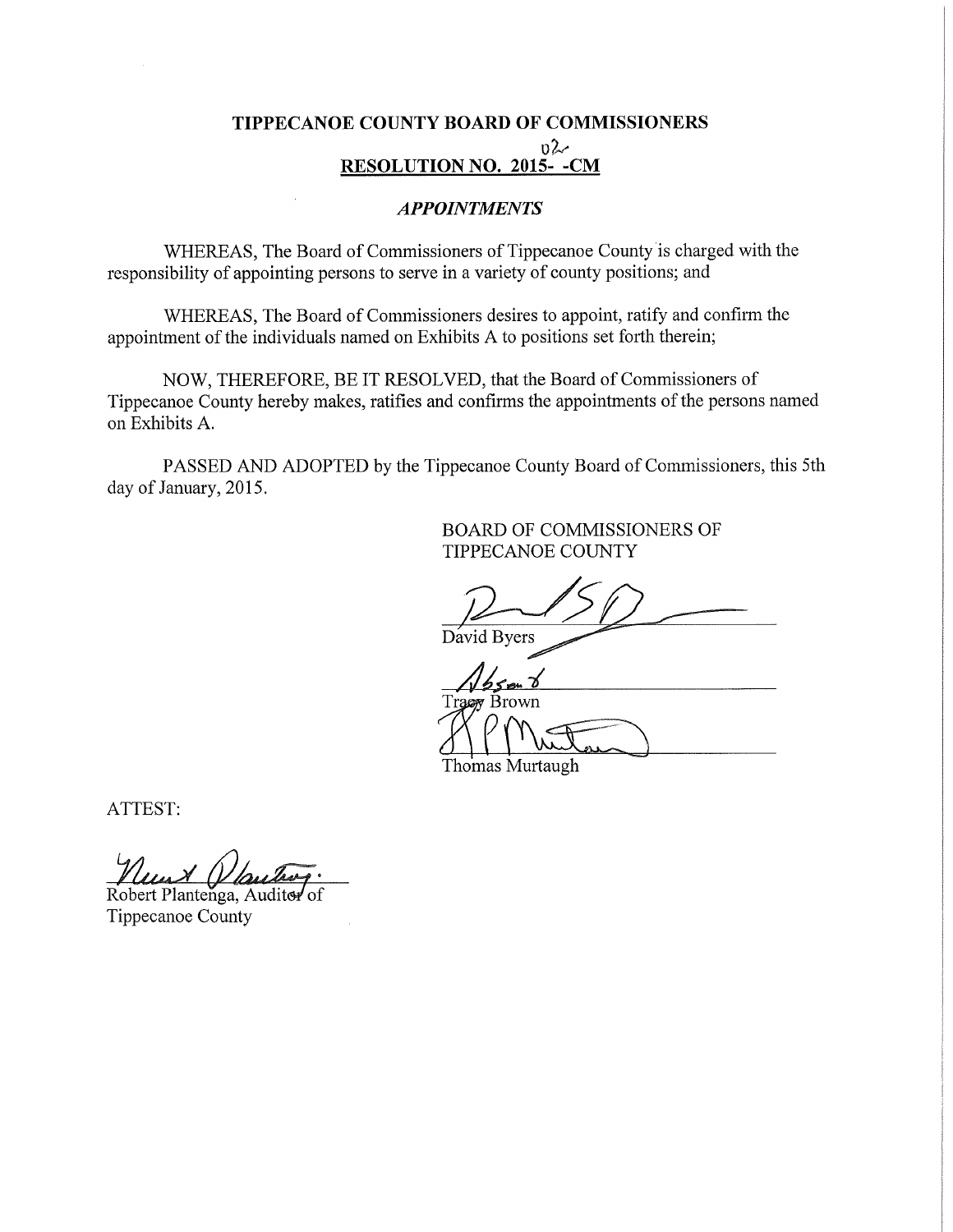# TIPPECANOE COUNTY BOARD OF COMMISSIONERS

## RESOLUTION NO. 2015-02-CM

### *APPOINTMENTS*

WHEREAS, The Board of Commissioners of Tippecanoe County is charged with the responsibility of appointing persons to serve in a variety of county positions; and

WHEREAS, The Board of Commissioners desires to appoint, ratify and confirm the appointment of the individuals named on Exhibits A to positions set forth therein;

NOW, THEREFORE, BE IT RESOLVED, that the Board of Commissioners of Tippecanoe County hereby makes, ratifies and confirms the appointments of the persons named on Exhibits A.

PASSED AND ADOPTED by the Tippecanoe County Board of Commissioners, this 5th day of January, 2015.

BOARD OF COMMISSIONERS OF TIPPECANOE COUNTY

David Byers

Tracy Brown

Thomas Murtaugh

ATTEST:

Robert Plantenga, Auditor of Tippecanoe County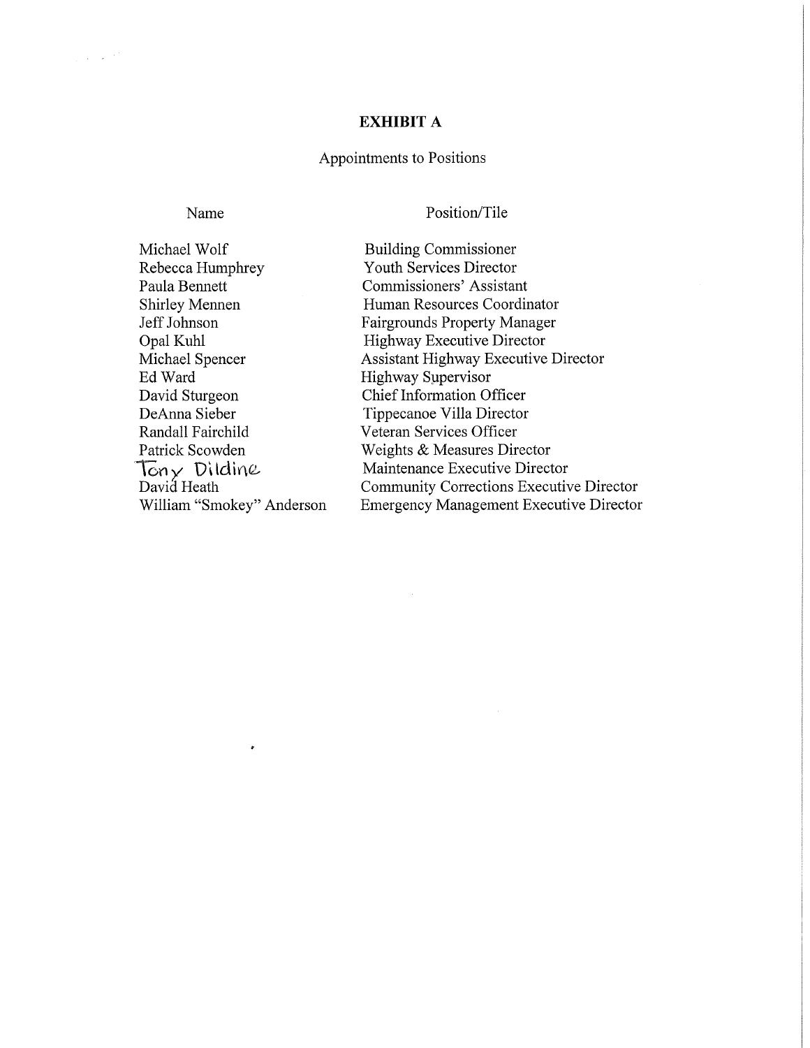# EXHIBIT A

Appointments to Positions

| Name | Position/Tile |
| --- | --- |
| Michael Wolf | Building Commissioner |
| Rebecca Humphrey | Youth Services Director |
| Paula Bennett | Commissioners' Assistant |
| Shirley Mennen | Human Resources Coordinator |
| Jeff Johnson | Fairgrounds Property Manager |
| Opal Kuhl | Highway Executive Director |
| Michael Spencer | Assistant Highway Executive Director |
| Ed Ward | Highway Supervisor |
| David Sturgeon | Chief Information Officer |
| DeAnna Sieber | Tippecanoe Villa Director |
| Randall Fairchild | Veteran Services Officer |
| Patrick Scowden | Weights & Measures Director |
| Tony Dildine | Maintenance Executive Director |
| David Heath | Community Corrections Executive Director |
| William "Smokey" Anderson | Emergency Management Executive Director |